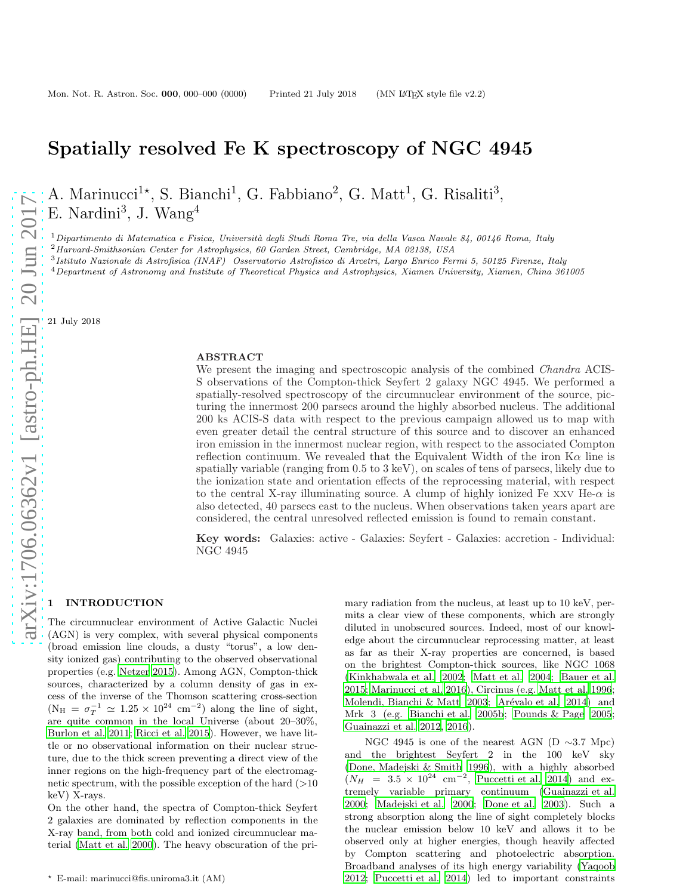# Spatially resolved Fe K spectroscopy of NGC 4945

A. Marinucci[1⋆], S. Bianchi[1], G. Fabbiano[2], G. Matt[1], G. Risaliti[3], E. Nardini[3], J. Wang[4]

[1] *Dipartimento di Matematica e Fisica, Università degli Studi Roma Tre, via della Vasca Navale 84, 00146 Roma, Italy*
[2] *Harvard-Smithsonian Center for Astrophysics, 60 Garden Street, Cambridge, MA 02138, USA*
[3] *Istituto Nazionale di Astrofisica (INAF) Osservatorio Astrofisico di Arcetri, Largo Enrico Fermi 5, 50125 Firenze, Italy*
[4] *Department of Astronomy and Institute of Theoretical Physics and Astrophysics, Xiamen University, Xiamen, China 361005*

21 July 2018

## ABSTRACT

We present the imaging and spectroscopic analysis of the combined *Chandra* ACIS-S observations of the Compton-thick Seyfert 2 galaxy NGC 4945. We performed a spatially-resolved spectroscopy of the circumnuclear environment of the source, picturing the innermost 200 parsecs around the highly absorbed nucleus. The additional 200 ks ACIS-S data with respect to the previous campaign allowed us to map with even greater detail the central structure of this source and to discover an enhanced iron emission in the innermost nuclear region, with respect to the associated Compton reflection continuum. We revealed that the Equivalent Width of the iron Kα line is spatially variable (ranging from 0.5 to 3 keV), on scales of tens of parsecs, likely due to the ionization state and orientation effects of the reprocessing material, with respect to the central X-ray illuminating source. A clump of highly ionized Fe XXV He-α is also detected, 40 parsecs east to the nucleus. When observations taken years apart are considered, the central unresolved reflected emission is found to remain constant.

**Key words:** Galaxies: active - Galaxies: Seyfert - Galaxies: accretion - Individual: NGC 4945

## 1 INTRODUCTION

The circumnuclear environment of Active Galactic Nuclei (AGN) is very complex, with several physical components (broad emission line clouds, a dusty "torus", a low density ionized gas) contributing to the observed observational properties (e.g. Netzer 2015). Among AGN, Compton-thick sources, characterized by a column density of gas in excess of the inverse of the Thomson scattering cross-section ($\mathrm{N_H} = \sigma_T^{-1} \simeq 1.25 \times 10^{24}$ cm$^{-2}$) along the line of sight, are quite common in the local Universe (about 20–30%, Burlon et al. 2011; Ricci et al. 2015). However, we have little or no observational information on their nuclear structure, due to the thick screen preventing a direct view of the inner regions on the high-frequency part of the electromagnetic spectrum, with the possible exception of the hard (>10 keV) X-rays.

On the other hand, the spectra of Compton-thick Seyfert 2 galaxies are dominated by reflection components in the X-ray band, from both cold and ionized circumnuclear material (Matt et al. 2000). The heavy obscuration of the primary radiation from the nucleus, at least up to 10 keV, permits a clear view of these components, which are strongly diluted in unobscured sources. Indeed, most of our knowledge about the circumnuclear reprocessing matter, at least as far as their X-ray properties are concerned, is based on the brightest Compton-thick sources, like NGC 1068 (Kinkhabwala et al. 2002; Matt et al. 2004; Bauer et al. 2015; Marinucci et al. 2016), Circinus (e.g. Matt et al. 1996; Molendi, Bianchi & Matt 2003; Arévalo et al. 2014) and Mrk 3 (e.g. Bianchi et al. 2005b; Pounds & Page 2005; Guainazzi et al. 2012, 2016).

NGC 4945 is one of the nearest AGN (D ∼3.7 Mpc) and the brightest Seyfert 2 in the 100 keV sky (Done, Madejski & Smith 1996), with a highly absorbed ($N_H = 3.5 \times 10^{24}$ cm$^{-2}$, Puccetti et al. 2014) and extremely variable primary continuum (Guainazzi et al. 2000; Madejski et al. 2000; Done et al. 2003). Such a strong absorption along the line of sight completely blocks the nuclear emission below 10 keV and allows it to be observed only at higher energies, though heavily affected by Compton scattering and photoelectric absorption. Broadband analyses of its high energy variability (Yaqoob 2012; Puccetti et al. 2014) led to important constraints

⋆ E-mail: marinucci@fis.uniroma3.it (AM)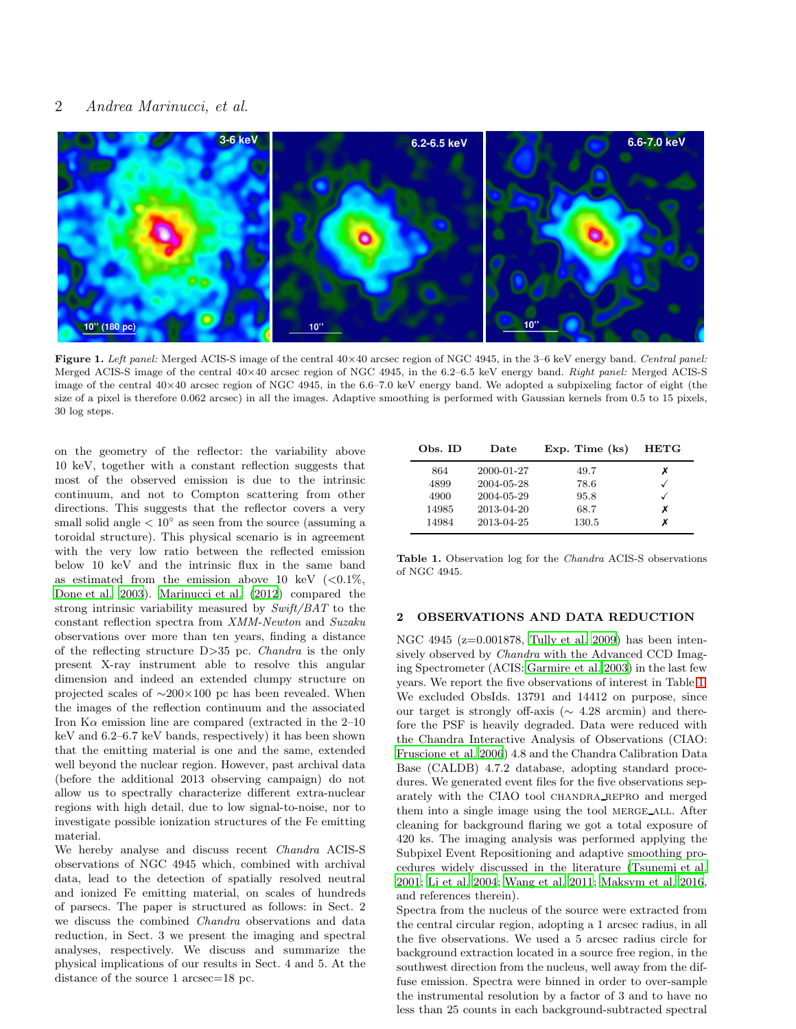**Figure 1.** *Left panel:* Merged ACIS-S image of the central 40×40 arcsec region of NGC 4945, in the 3–6 keV energy band. *Central panel:* Merged ACIS-S image of the central 40×40 arcsec region of NGC 4945, in the 6.2–6.5 keV energy band. *Right panel:* Merged ACIS-S image of the central 40×40 arcsec region of NGC 4945, in the 6.6–7.0 keV energy band. We adopted a subpixeling factor of eight (the size of a pixel is therefore 0.062 arcsec) in all the images. Adaptive smoothing is performed with Gaussian kernels from 0.5 to 15 pixels, 30 log steps.

on the geometry of the reflector: the variability above 10 keV, together with a constant reflection suggests that most of the observed emission is due to the intrinsic continuum, and not to Compton scattering from other directions. This suggests that the reflector covers a very small solid angle $< 10^{\circ}$ as seen from the source (assuming a toroidal structure). This physical scenario is in agreement with the very low ratio between the reflected emission below 10 keV and the intrinsic flux in the same band as estimated from the emission above 10 keV (<0.1%, Done et al. 2003). Marinucci et al. (2012) compared the strong intrinsic variability measured by *Swift/BAT* to the constant reflection spectra from *XMM-Newton* and *Suzaku* observations over more than ten years, finding a distance of the reflecting structure D>35 pc. *Chandra* is the only present X-ray instrument able to resolve this angular dimension and indeed an extended clumpy structure on projected scales of ∼200×100 pc has been revealed. When the images of the reflection continuum and the associated Iron K$\alpha$ emission line are compared (extracted in the 2–10 keV and 6.2–6.7 keV bands, respectively) it has been shown that the emitting material is one and the same, extended well beyond the nuclear region. However, past archival data (before the additional 2013 observing campaign) do not allow us to spectrally characterize different extra-nuclear regions with high detail, due to low signal-to-noise, nor to investigate possible ionization structures of the Fe emitting material.

We hereby analyse and discuss recent *Chandra* ACIS-S observations of NGC 4945 which, combined with archival data, lead to the detection of spatially resolved neutral and ionized Fe emitting material, on scales of hundreds of parsecs. The paper is structured as follows: in Sect. 2 we discuss the combined *Chandra* observations and data reduction, in Sect. 3 we present the imaging and spectral analyses, respectively. We discuss and summarize the physical implications of our results in Sect. 4 and 5. At the distance of the source 1 arcsec=18 pc.

| Obs. ID | Date | Exp. Time (ks) | HETG |
|---|---|---|---|
| 864 | 2000-01-27 | 49.7 | ✗ |
| 4899 | 2004-05-28 | 78.6 | ✓ |
| 4900 | 2004-05-29 | 95.8 | ✓ |
| 14985 | 2013-04-20 | 68.7 | ✗ |
| 14984 | 2013-04-25 | 130.5 | ✗ |

**Table 1.** Observation log for the *Chandra* ACIS-S observations of NGC 4945.

## 2 OBSERVATIONS AND DATA REDUCTION

NGC 4945 (z=0.001878, Tully et al. 2009) has been intensively observed by *Chandra* with the Advanced CCD Imaging Spectrometer (ACIS: Garmire et al. 2003) in the last few years. We report the five observations of interest in Table 1. We excluded ObsIds. 13791 and 14412 on purpose, since our target is strongly off-axis (∼ 4.28 arcmin) and therefore the PSF is heavily degraded. Data were reduced with the Chandra Interactive Analysis of Observations (CIAO: Fruscione et al. 2006) 4.8 and the Chandra Calibration Data Base (CALDB) 4.7.2 database, adopting standard procedures. We generated event files for the five observations separately with the CIAO tool CHANDRA_REPRO and merged them into a single image using the tool MERGE_ALL. After cleaning for background flaring we got a total exposure of 420 ks. The imaging analysis was performed applying the Subpixel Event Repositioning and adaptive smoothing procedures widely discussed in the literature (Tsunemi et al. 2001; Li et al. 2004; Wang et al. 2011; Maksym et al. 2016, and references therein).

Spectra from the nucleus of the source were extracted from the central circular region, adopting a 1 arcsec radius, in all the five observations. We used a 5 arcsec radius circle for background extraction located in a source free region, in the southwest direction from the nucleus, well away from the diffuse emission. Spectra were binned in order to over-sample the instrumental resolution by a factor of 3 and to have no less than 25 counts in each background-subtracted spectral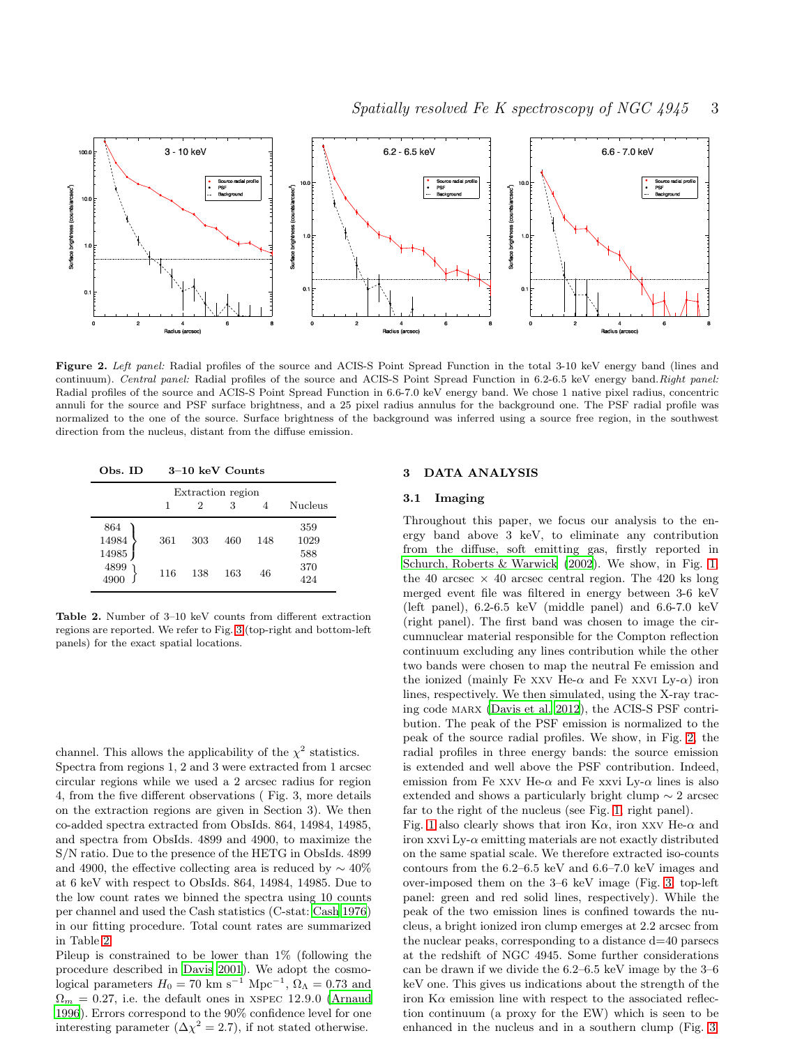**Figure 2.** *Left panel:* Radial profiles of the source and ACIS-S Point Spread Function in the total 3-10 keV energy band (lines and continuum). *Central panel:* Radial profiles of the source and ACIS-S Point Spread Function in 6.2-6.5 keV energy band. *Right panel:* Radial profiles of the source and ACIS-S Point Spread Function in 6.6-7.0 keV energy band. We chose 1 native pixel radius, concentric annuli for the source and PSF surface brightness, and a 25 pixel radius annulus for the background one. The PSF radial profile was normalized to the one of the source. Surface brightness of the background was inferred using a source free region, in the southwest direction from the nucleus, distant from the diffuse emission.

| Obs. ID | 3–10 keV Counts | | | | |
|---|---|---|---|---|---|
| | Extraction region | | | | |
| | 1 | 2 | 3 | 4 | Nucleus |
| 864 | | | | | 359 |
| 14984 | 361 | 303 | 460 | 148 | 1029 |
| 14985 | | | | | 588 |
| 4899 | 116 | 138 | 163 | 46 | 370 |
| 4900 | | | | | 424 |

**Table 2.** Number of 3–10 keV counts from different extraction regions are reported. We refer to Fig. 3 (top-right and bottom-left panels) for the exact spatial locations.

channel. This allows the applicability of the $\chi^2$ statistics. Spectra from regions 1, 2 and 3 were extracted from 1 arcsec circular regions while we used a 2 arcsec radius for region 4, from the five different observations ( Fig. 3, more details on the extraction regions are given in Section 3). We then co-added spectra extracted from ObsIds. 864, 14984, 14985, and spectra from ObsIds. 4899 and 4900, to maximize the S/N ratio. Due to the presence of the HETG in ObsIds. 4899 and 4900, the effective collecting area is reduced by $\sim 40\%$ at 6 keV with respect to ObsIds. 864, 14984, 14985. Due to the low count rates we binned the spectra using 10 counts per channel and used the Cash statistics (C-stat: Cash 1976) in our fitting procedure. Total count rates are summarized in Table 2.

Pileup is constrained to be lower than 1% (following the procedure described in Davis 2001). We adopt the cosmological parameters $H_0 = 70$ km s$^{-1}$ Mpc$^{-1}$, $\Omega_\Lambda = 0.73$ and $\Omega_m = 0.27$, i.e. the default ones in XSPEC 12.9.0 (Arnaud 1996). Errors correspond to the 90% confidence level for one interesting parameter ($\Delta\chi^2 = 2.7$), if not stated otherwise.

## 3 DATA ANALYSIS

### 3.1 Imaging

Throughout this paper, we focus our analysis to the energy band above 3 keV, to eliminate any contribution from the diffuse, soft emitting gas, firstly reported in Schurch, Roberts & Warwick (2002). We show, in Fig. 1, the 40 arcsec $\times$ 40 arcsec central region. The 420 ks long merged event file was filtered in energy between 3-6 keV (left panel), 6.2-6.5 keV (middle panel) and 6.6-7.0 keV (right panel). The first band was chosen to image the circumnuclear material responsible for the Compton reflection continuum excluding any lines contribution while the other two bands were chosen to map the neutral Fe emission and the ionized (mainly Fe XXV He-$\alpha$ and Fe XXVI Ly-$\alpha$) iron lines, respectively. We then simulated, using the X-ray tracing code MARX (Davis et al. 2012), the ACIS-S PSF contribution. The peak of the PSF emission is normalized to the peak of the source radial profiles. We show, in Fig. 2, the radial profiles in three energy bands: the source emission is extended and well above the PSF contribution. Indeed, emission from Fe XXV He-$\alpha$ and Fe xxvi Ly-$\alpha$ lines is also extended and shows a particularly bright clump $\sim 2$ arcsec far to the right of the nucleus (see Fig. 1, right panel).

Fig. 1 also clearly shows that iron K$\alpha$, iron XXV He-$\alpha$ and iron xxvi Ly-$\alpha$ emitting materials are not exactly distributed on the same spatial scale. We therefore extracted iso-counts contours from the 6.2–6.5 keV and 6.6–7.0 keV images and over-imposed them on the 3–6 keV image (Fig. 3, top-left panel: green and red solid lines, respectively). While the peak of the two emission lines is confined towards the nucleus, a bright ionized iron clump emerges at 2.2 arcsec from the nuclear peaks, corresponding to a distance d=40 parsecs at the redshift of NGC 4945. Some further considerations can be drawn if we divide the 6.2–6.5 keV image by the 3–6 keV one. This gives us indications about the strength of the iron K$\alpha$ emission line with respect to the associated reflection continuum (a proxy for the EW) which is seen to be enhanced in the nucleus and in a southern clump (Fig. 3,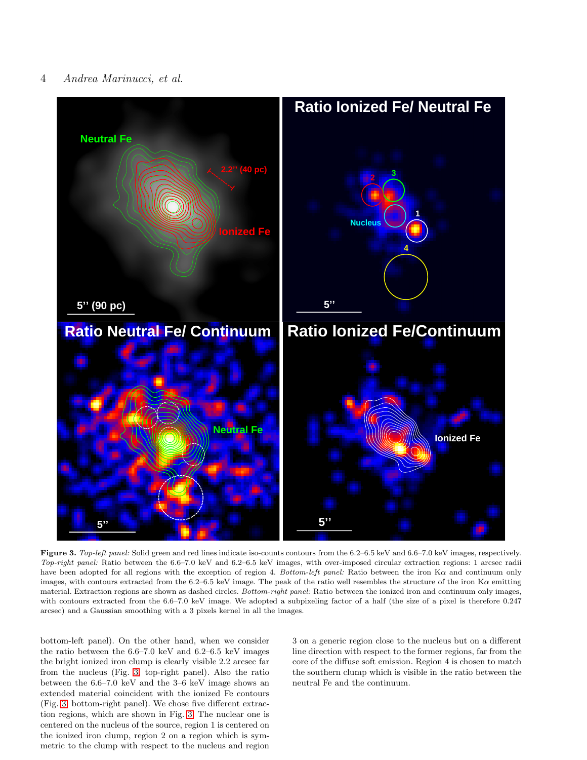**Figure 3.** *Top-left panel:* Solid green and red lines indicate iso-counts contours from the 6.2–6.5 keV and 6.6–7.0 keV images, respectively. *Top-right panel:* Ratio between the 6.6–7.0 keV and 6.2–6.5 keV images, with over-imposed circular extraction regions: 1 arcsec radii have been adopted for all regions with the exception of region 4. *Bottom-left panel:* Ratio between the iron K$\alpha$ and continuum only images, with contours extracted from the 6.2–6.5 keV image. The peak of the ratio well resembles the structure of the iron K$\alpha$ emitting material. Extraction regions are shown as dashed circles. *Bottom-right panel:* Ratio between the ionized iron and continuum only images, with contours extracted from the 6.6–7.0 keV image. We adopted a subpixeling factor of a half (the size of a pixel is therefore 0.247 arcsec) and a Gaussian smoothing with a 3 pixels kernel in all the images.

bottom-left panel). On the other hand, when we consider the ratio between the 6.6–7.0 keV and 6.2–6.5 keV images the bright ionized iron clump is clearly visible 2.2 arcsec far from the nucleus (Fig. 3, top-right panel). Also the ratio between the 6.6–7.0 keV and the 3–6 keV image shows an extended material coincident with the ionized Fe contours (Fig. 3, bottom-right panel). We chose five different extraction regions, which are shown in Fig. 3. The nuclear one is centered on the nucleus of the source, region 1 is centered on the ionized iron clump, region 2 on a region which is symmetric to the clump with respect to the nucleus and region 3 on a generic region close to the nucleus but on a different line direction with respect to the former regions, far from the core of the diffuse soft emission. Region 4 is chosen to match the southern clump which is visible in the ratio between the neutral Fe and the continuum.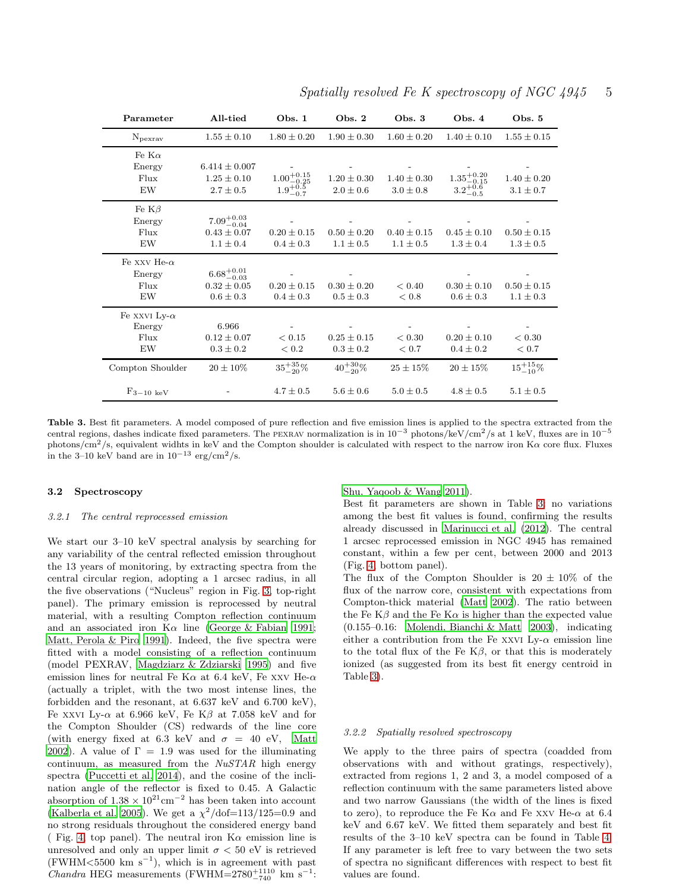| Parameter | All-tied | Obs. 1 | Obs. 2 | Obs. 3 | Obs. 4 | Obs. 5 |
|---|---|---|---|---|---|---|
| $N_{pexrav}$ | $1.55 \pm 0.10$ | $1.80 \pm 0.20$ | $1.90 \pm 0.30$ | $1.60 \pm 0.20$ | $1.40 \pm 0.10$ | $1.55 \pm 0.15$ |
| Fe K$\alpha$ | | | | | | |
| Energy | $6.414 \pm 0.007$ | - | - | - | - | - |
| Flux | $1.25 \pm 0.10$ | $1.00^{+0.15}_{-0.25}$ | $1.20 \pm 0.30$ | $1.40 \pm 0.30$ | $1.35^{+0.20}_{-0.15}$ | $1.40 \pm 0.20$ |
| EW | $2.7 \pm 0.5$ | $1.9^{+0.5}_{-0.7}$ | $2.0 \pm 0.6$ | $3.0 \pm 0.8$ | $3.2^{+0.6}_{-0.5}$ | $3.1 \pm 0.7$ |
| Fe K$\beta$ | | | | | | |
| Energy | $7.09^{+0.03}_{-0.04}$ | - | - | - | - | - |
| Flux | $0.43 \pm 0.07$ | $0.20 \pm 0.15$ | $0.50 \pm 0.20$ | $0.40 \pm 0.15$ | $0.45 \pm 0.10$ | $0.50 \pm 0.15$ |
| EW | $1.1 \pm 0.4$ | $0.4 \pm 0.3$ | $1.1 \pm 0.5$ | $1.1 \pm 0.5$ | $1.3 \pm 0.4$ | $1.3 \pm 0.5$ |
| Fe XXV He-$\alpha$ | | | | | | |
| Energy | $6.68^{+0.01}_{-0.03}$ | - | - | - | - | - |
| Flux | $0.32 \pm 0.05$ | $0.20 \pm 0.15$ | $0.30 \pm 0.20$ | $< 0.40$ | $0.30 \pm 0.10$ | $0.50 \pm 0.15$ |
| EW | $0.6 \pm 0.3$ | $0.4 \pm 0.3$ | $0.5 \pm 0.3$ | $< 0.8$ | $0.6 \pm 0.3$ | $1.1 \pm 0.3$ |
| Fe XXVI Ly-$\alpha$ | | | | | | |
| Energy | 6.966 | - | - | - | - | - |
| Flux | $0.12 \pm 0.07$ | $< 0.15$ | $0.25 \pm 0.15$ | $< 0.30$ | $0.20 \pm 0.10$ | $< 0.30$ |
| EW | $0.3 \pm 0.2$ | $< 0.2$ | $0.3 \pm 0.2$ | $< 0.7$ | $0.4 \pm 0.2$ | $< 0.7$ |
| Compton Shoulder | $20 \pm 10\%$ | $35^{+35}_{-20}\%$ | $40^{+30}_{-20}\%$ | $25 \pm 15\%$ | $20 \pm 15\%$ | $15^{+15}_{-10}\%$ |
| $F_{3-10\ \mathrm{keV}}$ | - | $4.7 \pm 0.5$ | $5.6 \pm 0.6$ | $5.0 \pm 0.5$ | $4.8 \pm 0.5$ | $5.1 \pm 0.5$ |

**Table 3.** Best fit parameters. A model composed of pure reflection and five emission lines is applied to the spectra extracted from the central regions, dashes indicate fixed parameters. The PEXRAV normalization is in $10^{-3}$ photons/keV/cm$^2$/s at 1 keV, fluxes are in $10^{-5}$ photons/cm$^2$/s, equivalent widhts in keV and the Compton shoulder is calculated with respect to the narrow iron K$\alpha$ core flux. Fluxes in the 3–10 keV band are in $10^{-13}$ erg/cm$^2$/s.

### 3.2 Spectroscopy

#### 3.2.1 *The central reprocessed emission*

We start our 3–10 keV spectral analysis by searching for any variability of the central reflected emission throughout the 13 years of monitoring, by extracting spectra from the central circular region, adopting a 1 arcsec radius, in all the five observations ("Nucleus" region in Fig. 3, top-right panel). The primary emission is reprocessed by neutral material, with a resulting Compton reflection continuum and an associated iron K$\alpha$ line (George & Fabian 1991; Matt, Perola & Piro 1991). Indeed, the five spectra were fitted with a model consisting of a reflection continuum (model PEXRAV, Magdziarz & Zdziarski 1995) and five emission lines for neutral Fe K$\alpha$ at 6.4 keV, Fe XXV He-$\alpha$ (actually a triplet, with the two most intense lines, the forbidden and the resonant, at 6.637 keV and 6.700 keV), Fe XXVI Ly-$\alpha$ at 6.966 keV, Fe K$\beta$ at 7.058 keV and for the Compton Shoulder (CS) redwards of the line core (with energy fixed at 6.3 keV and $\sigma$ = 40 eV, Matt 2002). A value of $\Gamma = 1.9$ was used for the illuminating continuum, as measured from the *NuSTAR* high energy spectra (Puccetti et al. 2014), and the cosine of the inclination angle of the reflector is fixed to 0.45. A Galactic absorption of $1.38 \times 10^{21}$cm$^{-2}$ has been taken into account (Kalberla et al. 2005). We get a $\chi^2$/dof=113/125=0.9 and no strong residuals throughout the considered energy band ( Fig. 4, top panel). The neutral iron K$\alpha$ emission line is unresolved and only an upper limit $\sigma < 50$ eV is retrieved (FWHM<5500 km s$^{-1}$), which is in agreement with past *Chandra* HEG measurements (FWHM=$2780^{+1110}_{-740}$ km s$^{-1}$: Shu, Yaqoob & Wang 2011).

Best fit parameters are shown in Table 3: no variations among the best fit values is found, confirming the results already discussed in Marinucci et al. (2012). The central 1 arcsec reprocessed emission in NGC 4945 has remained constant, within a few per cent, between 2000 and 2013 (Fig. 4, bottom panel).

The flux of the Compton Shoulder is 20 ± 10% of the flux of the narrow core, consistent with expectations from Compton-thick material (Matt 2002). The ratio between the Fe K$\beta$ and the Fe K$\alpha$ is higher than the expected value (0.155–0.16: Molendi, Bianchi & Matt 2003), indicating either a contribution from the Fe XXVI Ly-$\alpha$ emission line to the total flux of the Fe K$\beta$, or that this is moderately ionized (as suggested from its best fit energy centroid in Table 3).

#### 3.2.2 *Spatially resolved spectroscopy*

We apply to the three pairs of spectra (coadded from observations with and without gratings, respectively), extracted from regions 1, 2 and 3, a model composed of a reflection continuum with the same parameters listed above and two narrow Gaussians (the width of the lines is fixed to zero), to reproduce the Fe K$\alpha$ and Fe XXV He-$\alpha$ at 6.4 keV and 6.67 keV. We fitted them separately and best fit results of the 3–10 keV spectra can be found in Table 4. If any parameter is left free to vary between the two sets of spectra no significant differences with respect to best fit values are found.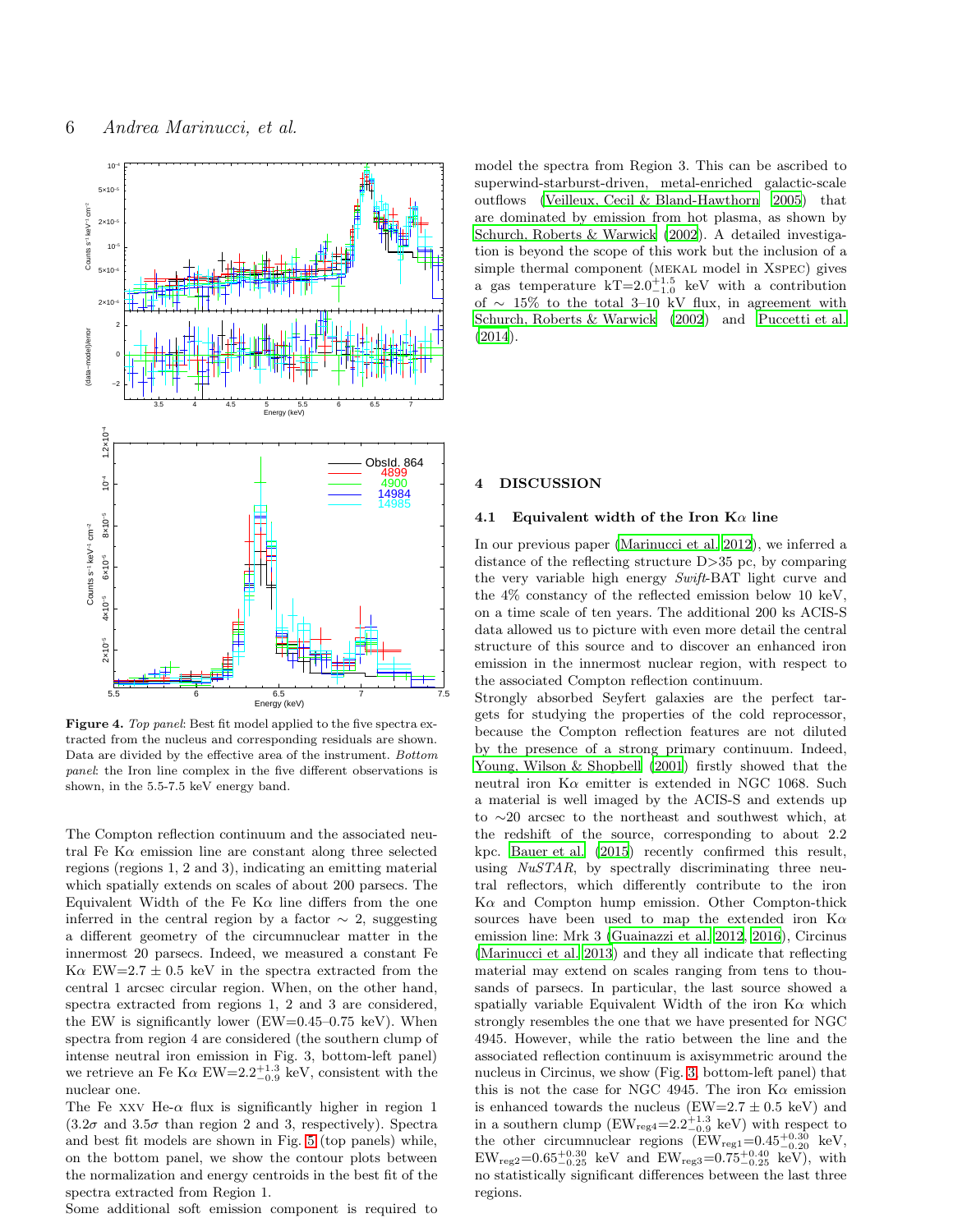**Figure 4.** *Top panel*: Best fit model applied to the five spectra extracted from the nucleus and corresponding residuals are shown. Data are divided by the effective area of the instrument. *Bottom panel*: the Iron line complex in the five different observations is shown, in the 5.5-7.5 keV energy band.

The Compton reflection continuum and the associated neutral Fe K$\alpha$ emission line are constant along three selected regions (regions 1, 2 and 3), indicating an emitting material which spatially extends on scales of about 200 parsecs. The Equivalent Width of the Fe K$\alpha$ line differs from the one inferred in the central region by a factor $\sim$ 2, suggesting a different geometry of the circumnuclear matter in the innermost 20 parsecs. Indeed, we measured a constant Fe K$\alpha$ EW=2.7 $\pm$ 0.5 keV in the spectra extracted from the central 1 arcsec circular region. When, on the other hand, spectra extracted from regions 1, 2 and 3 are considered, the EW is significantly lower (EW=0.45–0.75 keV). When spectra from region 4 are considered (the southern clump of intense neutral iron emission in Fig. 3, bottom-left panel) we retrieve an Fe K$\alpha$ EW=$2.2^{+1.3}_{-0.9}$ keV, consistent with the nuclear one.

The Fe XXV He-$\alpha$ flux is significantly higher in region 1 (3.2$\sigma$ and 3.5$\sigma$ than region 2 and 3, respectively). Spectra and best fit models are shown in Fig. 5 (top panels) while, on the bottom panel, we show the contour plots between the normalization and energy centroids in the best fit of the spectra extracted from Region 1.

Some additional soft emission component is required to model the spectra from Region 3. This can be ascribed to superwind-starburst-driven, metal-enriched galactic-scale outflows (Veilleux, Cecil & Bland-Hawthorn 2005) that are dominated by emission from hot plasma, as shown by Schurch, Roberts & Warwick (2002). A detailed investigation is beyond the scope of this work but the inclusion of a simple thermal component (MEKAL model in XSPEC) gives a gas temperature kT=$2.0^{+1.5}_{-1.0}$ keV with a contribution of $\sim$ 15% to the total 3–10 kV flux, in agreement with Schurch, Roberts & Warwick (2002) and Puccetti et al. (2014).

## 4 DISCUSSION

### 4.1 Equivalent width of the Iron K$\alpha$ line

In our previous paper (Marinucci et al. 2012), we inferred a distance of the reflecting structure D>35 pc, by comparing the very variable high energy *Swift*-BAT light curve and the 4% constancy of the reflected emission below 10 keV, on a time scale of ten years. The additional 200 ks ACIS-S data allowed us to picture with even more detail the central structure of this source and to discover an enhanced iron emission in the innermost nuclear region, with respect to the associated Compton reflection continuum.

Strongly absorbed Seyfert galaxies are the perfect targets for studying the properties of the cold reprocessor, because the Compton reflection features are not diluted by the presence of a strong primary continuum. Indeed, Young, Wilson & Shopbell (2001) firstly showed that the neutral iron K$\alpha$ emitter is extended in NGC 1068. Such a material is well imaged by the ACIS-S and extends up to $\sim$20 arcsec to the northeast and southwest which, at the redshift of the source, corresponding to about 2.2 kpc. Bauer et al. (2015) recently confirmed this result, using *NuSTAR*, by spectrally discriminating three neutral reflectors, which differently contribute to the iron K$\alpha$ and Compton hump emission. Other Compton-thick sources have been used to map the extended iron K$\alpha$ emission line: Mrk 3 (Guainazzi et al. 2012, 2016), Circinus (Marinucci et al. 2013) and they all indicate that reflecting material may extend on scales ranging from tens to thousands of parsecs. In particular, the last source showed a spatially variable Equivalent Width of the iron K$\alpha$ which strongly resembles the one that we have presented for NGC 4945. However, while the ratio between the line and the associated reflection continuum is axisymmetric around the nucleus in Circinus, we show (Fig. 3, bottom-left panel) that this is not the case for NGC 4945. The iron K$\alpha$ emission is enhanced towards the nucleus (EW=2.7 $\pm$ 0.5 keV) and in a southern clump ($\mathrm{EW_{reg4}}=2.2^{+1.3}_{-0.9}$ keV) with respect to the other circumnuclear regions ($\mathrm{EW_{reg1}}=0.45^{+0.30}_{-0.20}$ keV, $\mathrm{EW_{reg2}}=0.65^{+0.30}_{-0.25}$ keV and $\mathrm{EW_{reg3}}=0.75^{+0.40}_{-0.25}$ keV), with no statistically significant differences between the last three regions.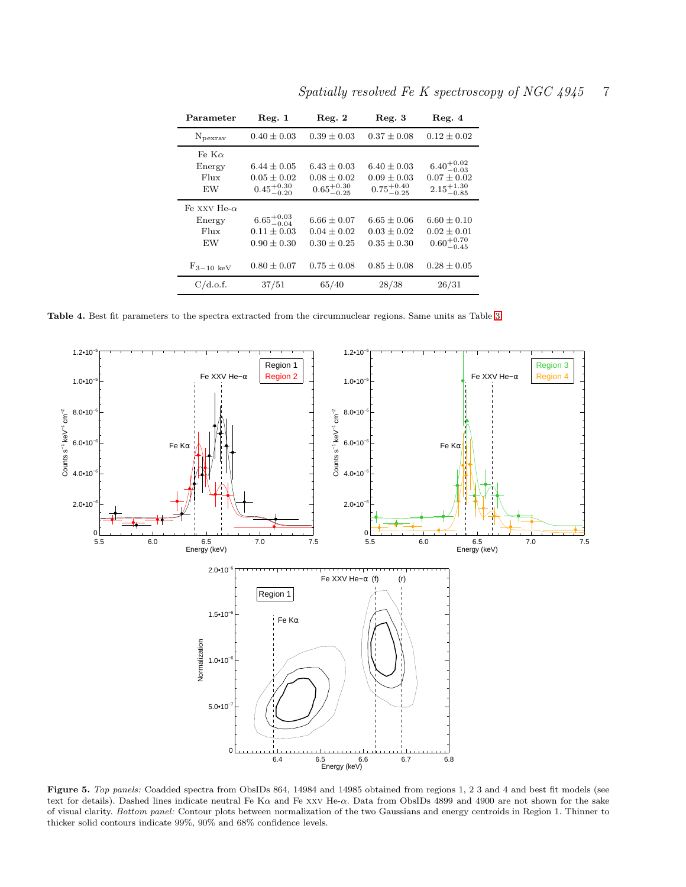| Parameter | Reg. 1 | Reg. 2 | Reg. 3 | Reg. 4 |
|---|---|---|---|---|
| $N_{\rm pexrav}$ | $0.40 \pm 0.03$ | $0.39 \pm 0.03$ | $0.37 \pm 0.08$ | $0.12 \pm 0.02$ |
| Fe K$\alpha$ | | | | |
| Energy | $6.44 \pm 0.05$ | $6.43 \pm 0.03$ | $6.40 \pm 0.03$ | $6.40^{+0.02}_{-0.03}$ |
| Flux | $0.05 \pm 0.02$ | $0.08 \pm 0.02$ | $0.09 \pm 0.03$ | $0.07 \pm 0.02$ |
| EW | $0.45^{+0.30}_{-0.20}$ | $0.65^{+0.30}_{-0.25}$ | $0.75^{+0.40}_{-0.25}$ | $2.15^{+1.30}_{-0.85}$ |
| Fe XXV He-$\alpha$ | | | | |
| Energy | $6.65^{+0.03}_{-0.04}$ | $6.66 \pm 0.07$ | $6.65 \pm 0.06$ | $6.60 \pm 0.10$ |
| Flux | $0.11 \pm 0.03$ | $0.04 \pm 0.02$ | $0.03 \pm 0.02$ | $0.02 \pm 0.01$ |
| EW | $0.90 \pm 0.30$ | $0.30 \pm 0.25$ | $0.35 \pm 0.30$ | $0.60^{+0.70}_{-0.45}$ |
| $F_{3-10\ \rm keV}$ | $0.80 \pm 0.07$ | $0.75 \pm 0.08$ | $0.85 \pm 0.08$ | $0.28 \pm 0.05$ |
| C/d.o.f. | 37/51 | 65/40 | 28/38 | 26/31 |

**Table 4.** Best fit parameters to the spectra extracted from the circumnuclear regions. Same units as Table 3.

**Figure 5.** *Top panels:* Coadded spectra from ObsIDs 864, 14984 and 14985 obtained from regions 1, 2 3 and 4 and best fit models (see text for details). Dashed lines indicate neutral Fe K$\alpha$ and Fe XXV He-$\alpha$. Data from ObsIDs 4899 and 4900 are not shown for the sake of visual clarity. *Bottom panel:* Contour plots between normalization of the two Gaussians and energy centroids in Region 1. Thinner to thicker solid contours indicate 99%, 90% and 68% confidence levels.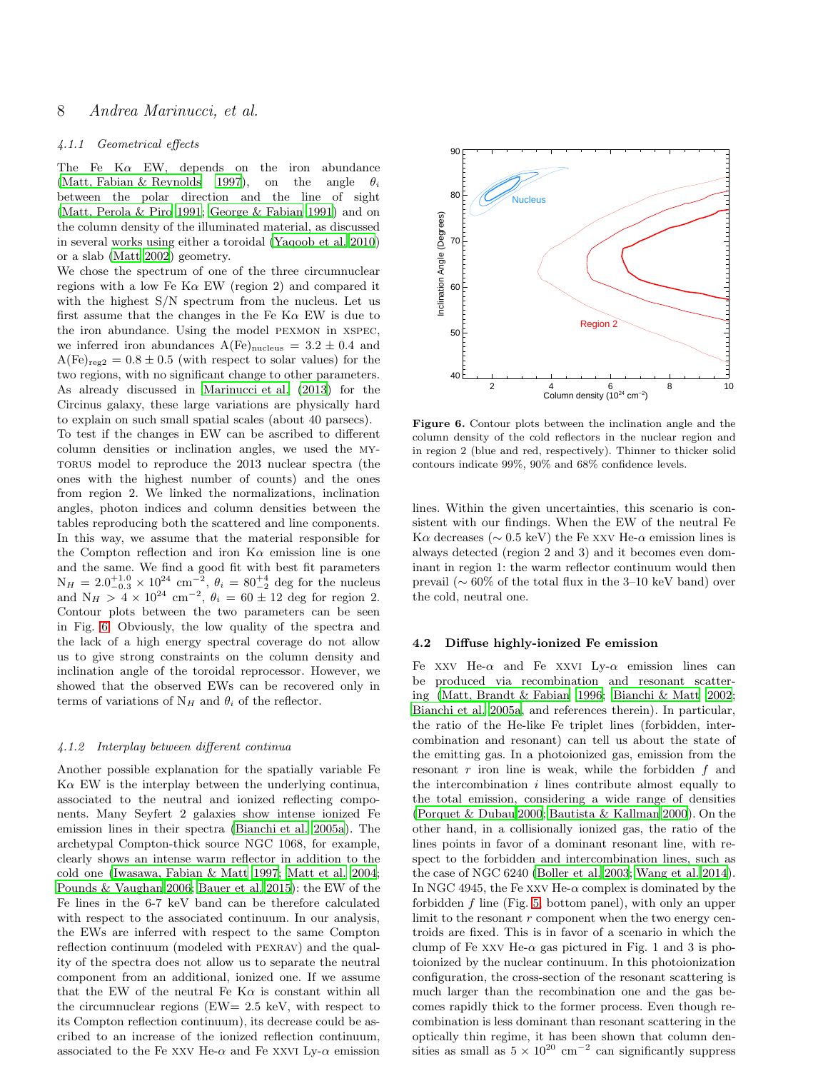#### 4.1.1 Geometrical effects

The Fe Kα EW, depends on the iron abundance (Matt, Fabian & Reynolds 1997), on the angle $\theta_i$ between the polar direction and the line of sight (Matt, Perola & Piro 1991; George & Fabian 1991) and on the column density of the illuminated material, as discussed in several works using either a toroidal (Yaqoob et al. 2010) or a slab (Matt 2002) geometry.

We chose the spectrum of one of the three circumnuclear regions with a low Fe Kα EW (region 2) and compared it with the highest S/N spectrum from the nucleus. Let us first assume that the changes in the Fe Kα EW is due to the iron abundance. Using the model PEXMON in XSPEC, we inferred iron abundances $\mathrm{A(Fe)_{nucleus}} = 3.2 \pm 0.4$ and $\mathrm{A(Fe)_{reg2}} = 0.8 \pm 0.5$ (with respect to solar values) for the two regions, with no significant change to other parameters. As already discussed in Marinucci et al. (2013) for the Circinus galaxy, these large variations are physically hard to explain on such small spatial scales (about 40 parsecs).

To test if the changes in EW can be ascribed to different column densities or inclination angles, we used the MYTORUS model to reproduce the 2013 nuclear spectra (the ones with the highest number of counts) and the ones from region 2. We linked the normalizations, inclination angles, photon indices and column densities between the tables reproducing both the scattered and line components. In this way, we assume that the material responsible for the Compton reflection and iron Kα emission line is one and the same. We find a good fit with best fit parameters $\mathrm{N}_H = 2.0^{+1.0}_{-0.3} \times 10^{24}$ cm$^{-2}$, $\theta_i = 80^{+4}_{-2}$ deg for the nucleus and $\mathrm{N}_H > 4 \times 10^{24}$ cm$^{-2}$, $\theta_i = 60 \pm 12$ deg for region 2. Contour plots between the two parameters can be seen in Fig. 6. Obviously, the low quality of the spectra and the lack of a high energy spectral coverage do not allow us to give strong constraints on the column density and inclination angle of the toroidal reprocessor. However, we showed that the observed EWs can be recovered only in terms of variations of $\mathrm{N}_H$ and $\theta_i$ of the reflector.

**Figure 6.** Contour plots between the inclination angle and the column density of the cold reflectors in the nuclear region and in region 2 (blue and red, respectively). Thinner to thicker solid contours indicate 99%, 90% and 68% confidence levels.

#### 4.1.2 Interplay between different continua

Another possible explanation for the spatially variable Fe Kα EW is the interplay between the underlying continua, associated to the neutral and ionized reflecting components. Many Seyfert 2 galaxies show intense ionized Fe emission lines in their spectra (Bianchi et al. 2005a). The archetypal Compton-thick source NGC 1068, for example, clearly shows an intense warm reflector in addition to the cold one (Iwasawa, Fabian & Matt 1997; Matt et al. 2004; Pounds & Vaughan 2006; Bauer et al. 2015): the EW of the Fe lines in the 6-7 keV band can be therefore calculated with respect to the associated continuum. In our analysis, the EWs are inferred with respect to the same Compton reflection continuum (modeled with PEXRAV) and the quality of the spectra does not allow us to separate the neutral component from an additional, ionized one. If we assume that the EW of the neutral Fe Kα is constant within all the circumnuclear regions (EW= 2.5 keV, with respect to its Compton reflection continuum), its decrease could be ascribed to an increase of the ionized reflection continuum, associated to the Fe XXV He-α and Fe XXVI Ly-α emission lines. Within the given uncertainties, this scenario is consistent with our findings. When the EW of the neutral Fe Kα decreases (∼ 0.5 keV) the Fe XXV He-α emission lines is always detected (region 2 and 3) and it becomes even dominant in region 1: the warm reflector continuum would then prevail (∼ 60% of the total flux in the 3–10 keV band) over the cold, neutral one.

### 4.2 Diffuse highly-ionized Fe emission

Fe XXV He-α and Fe XXVI Ly-α emission lines can be produced via recombination and resonant scattering (Matt, Brandt & Fabian 1996; Bianchi & Matt 2002; Bianchi et al. 2005a, and references therein). In particular, the ratio of the He-like Fe triplet lines (forbidden, intercombination and resonant) can tell us about the state of the emitting gas. In a photoionized gas, emission from the resonant $r$ iron line is weak, while the forbidden $f$ and the intercombination $i$ lines contribute almost equally to the total emission, considering a wide range of densities (Porquet & Dubau 2000; Bautista & Kallman 2000). On the other hand, in a collisionally ionized gas, the ratio of the lines points in favor of a dominant resonant line, with respect to the forbidden and intercombination lines, such as the case of NGC 6240 (Boller et al. 2003; Wang et al. 2014). In NGC 4945, the Fe XXV He-α complex is dominated by the forbidden $f$ line (Fig. 5, bottom panel), with only an upper limit to the resonant $r$ component when the two energy centroids are fixed. This is in favor of a scenario in which the clump of Fe XXV He-α gas pictured in Fig. 1 and 3 is photoionized by the nuclear continuum. In this photoionization configuration, the cross-section of the resonant scattering is much larger than the recombination one and the gas becomes rapidly thick to the former process. Even though recombination is less dominant than resonant scattering in the optically thin regime, it has been shown that column densities as small as $5 \times 10^{20}$ cm$^{-2}$ can significantly suppress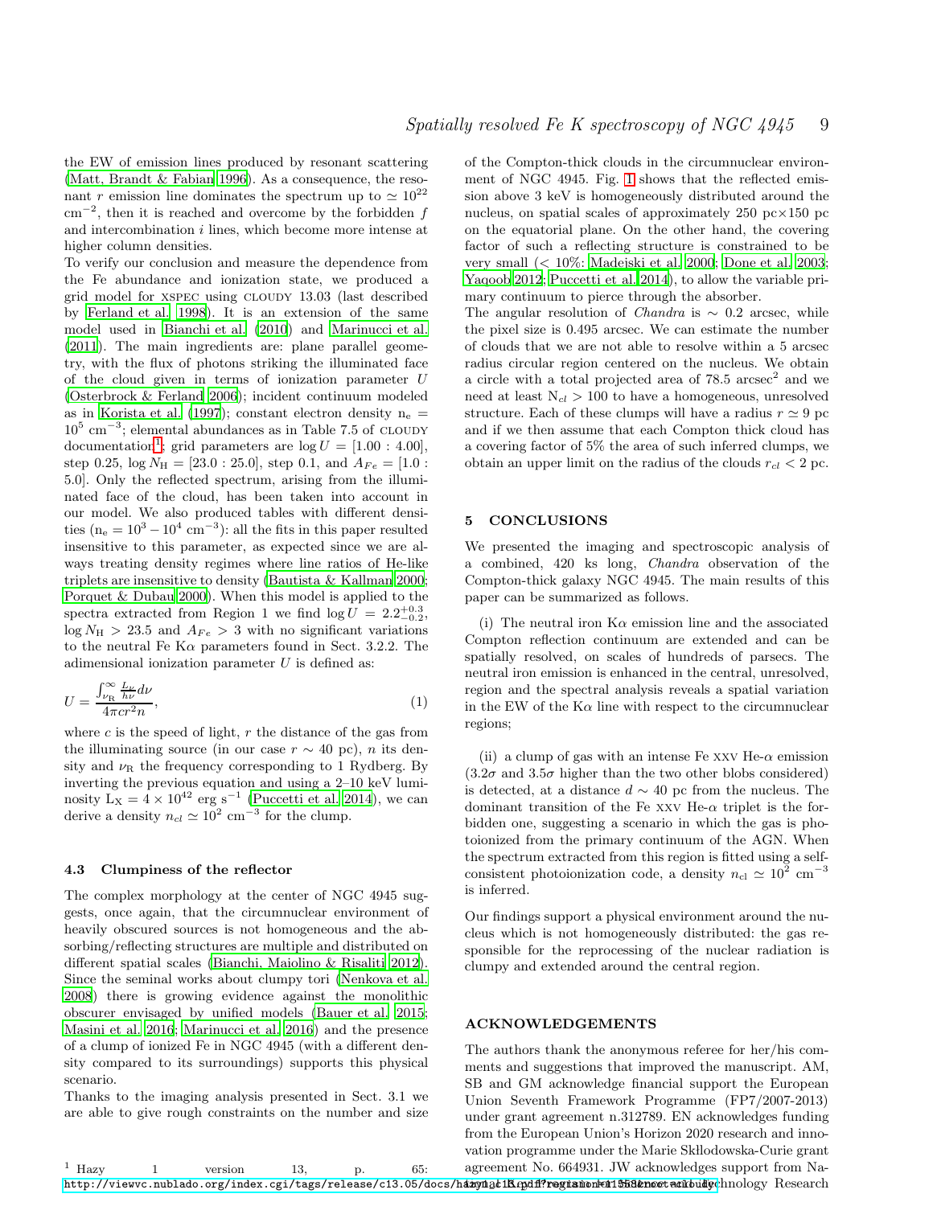the EW of emission lines produced by resonant scattering (Matt, Brandt & Fabian 1996). As a consequence, the resonant $r$ emission line dominates the spectrum up to $\simeq 10^{22}$ cm$^{-2}$, then it is reached and overcome by the forbidden $f$ and intercombination $i$ lines, which become more intense at higher column densities.

To verify our conclusion and measure the dependence from the Fe abundance and ionization state, we produced a grid model for XSPEC using CLOUDY 13.03 (last described by Ferland et al. 1998). It is an extension of the same model used in Bianchi et al. (2010) and Marinucci et al. (2011). The main ingredients are: plane parallel geometry, with the flux of photons striking the illuminated face of the cloud given in terms of ionization parameter $U$ (Osterbrock & Ferland 2006); incident continuum modeled as in Korista et al. (1997); constant electron density $n_e = 10^5$ cm$^{-3}$; elemental abundances as in Table 7.5 of CLOUDY documentation[1]; grid parameters are $\log U = [1.00 : 4.00]$, step 0.25, $\log N_{\rm H} = [23.0 : 25.0]$, step 0.1, and $A_{Fe} = [1.0 : 5.0]$. Only the reflected spectrum, arising from the illuminated face of the cloud, has been taken into account in our model. We also produced tables with different densities ($n_e = 10^3 - 10^4$ cm$^{-3}$): all the fits in this paper resulted insensitive to this parameter, as expected since we are always treating density regimes where line ratios of He-like triplets are insensitive to density (Bautista & Kallman 2000; Porquet & Dubau 2000). When this model is applied to the spectra extracted from Region 1 we find $\log U = 2.2^{+0.3}_{-0.2}$, $\log N_{\rm H} > 23.5$ and $A_{Fe} > 3$ with no significant variations to the neutral Fe K$\alpha$ parameters found in Sect. 3.2.2. The adimensional ionization parameter $U$ is defined as:

$$U = \frac{\int_{\nu_{\rm R}}^{\infty} \frac{L_\nu}{h\nu} d\nu}{4\pi c r^2 n}, \qquad (1)$$

where $c$ is the speed of light, $r$ the distance of the gas from the illuminating source (in our case $r \sim 40$ pc), $n$ its density and $\nu_{\rm R}$ the frequency corresponding to 1 Rydberg. By inverting the previous equation and using a 2–10 keV luminosity $L_X = 4 \times 10^{42}$ erg s$^{-1}$ (Puccetti et al. 2014), we can derive a density $n_{cl} \simeq 10^2$ cm$^{-3}$ for the clump.

### 4.3 Clumpiness of the reflector

The complex morphology at the center of NGC 4945 suggests, once again, that the circumnuclear environment of heavily obscured sources is not homogeneous and the absorbing/reflecting structures are multiple and distributed on different spatial scales (Bianchi, Maiolino & Risaliti 2012). Since the seminal works about clumpy tori (Nenkova et al. 2008) there is growing evidence against the monolithic obscurer envisaged by unified models (Bauer et al. 2015; Masini et al. 2016; Marinucci et al. 2016) and the presence of a clump of ionized Fe in NGC 4945 (with a different density compared to its surroundings) supports this physical scenario.

Thanks to the imaging analysis presented in Sect. 3.1 we are able to give rough constraints on the number and size of the Compton-thick clouds in the circumnuclear environment of NGC 4945. Fig. 1 shows that the reflected emission above 3 keV is homogeneously distributed around the nucleus, on spatial scales of approximately 250 pc×150 pc on the equatorial plane. On the other hand, the covering factor of such a reflecting structure is constrained to be very small (< 10%: Madejski et al. 2000; Done et al. 2003; Yaqoob 2012; Puccetti et al. 2014), to allow the variable primary continuum to pierce through the absorber.

The angular resolution of *Chandra* is $\sim 0.2$ arcsec, while the pixel size is 0.495 arcsec. We can estimate the number of clouds that we are not able to resolve within a 5 arcsec radius circular region centered on the nucleus. We obtain a circle with a total projected area of 78.5 arcsec$^2$ and we need at least $N_{cl} > 100$ to have a homogeneous, unresolved structure. Each of these clumps will have a radius $r \simeq 9$ pc and if we then assume that each Compton thick cloud has a covering factor of 5% the area of such inferred clumps, we obtain an upper limit on the radius of the clouds $r_{cl} < 2$ pc.

## 5 CONCLUSIONS

We presented the imaging and spectroscopic analysis of a combined, 420 ks long, *Chandra* observation of the Compton-thick galaxy NGC 4945. The main results of this paper can be summarized as follows.

(i) The neutral iron K$\alpha$ emission line and the associated Compton reflection continuum are extended and can be spatially resolved, on scales of hundreds of parsecs. The neutral iron emission is enhanced in the central, unresolved, region and the spectral analysis reveals a spatial variation in the EW of the K$\alpha$ line with respect to the circumnuclear regions;

(ii) a clump of gas with an intense Fe XXV He-$\alpha$ emission ($3.2\sigma$ and $3.5\sigma$ higher than the two other blobs considered) is detected, at a distance $d \sim 40$ pc from the nucleus. The dominant transition of the Fe XXV He-$\alpha$ triplet is the forbidden one, suggesting a scenario in which the gas is photoionized from the primary continuum of the AGN. When the spectrum extracted from this region is fitted using a self-consistent photoionization code, a density $n_{\rm cl} \simeq 10^2$ cm$^{-3}$ is inferred.

Our findings support a physical environment around the nucleus which is not homogeneously distributed: the gas responsible for the reprocessing of the nuclear radiation is clumpy and extended around the central region.

## ACKNOWLEDGEMENTS

The authors thank the anonymous referee for her/his comments and suggestions that improved the manuscript. AM, SB and GM acknowledge financial support the European Union Seventh Framework Programme (FP7/2007-2013) under grant agreement n.312789. EN acknowledges funding from the European Union's Horizon 2020 research and innovation programme under the Marie Skllodowska-Curie grant agreement No. 664931. JW acknowledges support from National Key Program for Science and Technology Research

[1] Hazy 1 version 13, p. 65: http://viewvc.nublado.org/index.cgi/tags/release/c13.05/docs/hazy1_c13.pdf?revision=11558&root=cloudy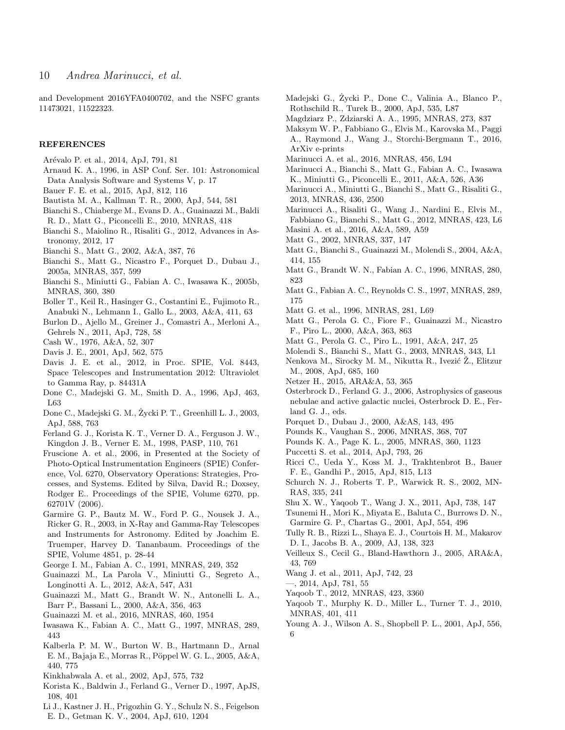and Development 2016YFA0400702, and the NSFC grants 11473021, 11522323.

## REFERENCES

Arévalo P. et al., 2014, ApJ, 791, 81

Arnaud K. A., 1996, in ASP Conf. Ser. 101: Astronomical Data Analysis Software and Systems V, p. 17

Bauer F. E. et al., 2015, ApJ, 812, 116

Bautista M. A., Kallman T. R., 2000, ApJ, 544, 581

Bianchi S., Chiaberge M., Evans D. A., Guainazzi M., Baldi R. D., Matt G., Piconcelli E., 2010, MNRAS, 418

Bianchi S., Maiolino R., Risaliti G., 2012, Advances in Astronomy, 2012, 17

Bianchi S., Matt G., 2002, A&A, 387, 76

Bianchi S., Matt G., Nicastro F., Porquet D., Dubau J., 2005a, MNRAS, 357, 599

Bianchi S., Miniutti G., Fabian A. C., Iwasawa K., 2005b, MNRAS, 360, 380

Boller T., Keil R., Hasinger G., Costantini E., Fujimoto R., Anabuki N., Lehmann I., Gallo L., 2003, A&A, 411, 63

Burlon D., Ajello M., Greiner J., Comastri A., Merloni A., Gehrels N., 2011, ApJ, 728, 58

Cash W., 1976, A&A, 52, 307

Davis J. E., 2001, ApJ, 562, 575

Davis J. E. et al., 2012, in Proc. SPIE, Vol. 8443, Space Telescopes and Instrumentation 2012: Ultraviolet to Gamma Ray, p. 84431A

Done C., Madejski G. M., Smith D. A., 1996, ApJ, 463, L63

Done C., Madejski G. M., Życki P. T., Greenhill L. J., 2003, ApJ, 588, 763

Ferland G. J., Korista K. T., Verner D. A., Ferguson J. W., Kingdon J. B., Verner E. M., 1998, PASP, 110, 761

Fruscione A. et al., 2006, in Presented at the Society of Photo-Optical Instrumentation Engineers (SPIE) Conference, Vol. 6270, Observatory Operations: Strategies, Processes, and Systems. Edited by Silva, David R.; Doxsey, Rodger E.. Proceedings of the SPIE, Volume 6270, pp. 62701V (2006).

Garmire G. P., Bautz M. W., Ford P. G., Nousek J. A., Ricker G. R., 2003, in X-Ray and Gamma-Ray Telescopes and Instruments for Astronomy. Edited by Joachim E. Truemper, Harvey D. Tananbaum. Proceedings of the SPIE, Volume 4851, p. 28-44

George I. M., Fabian A. C., 1991, MNRAS, 249, 352

Guainazzi M., La Parola V., Miniutti G., Segreto A., Longinotti A. L., 2012, A&A, 547, A31

Guainazzi M., Matt G., Brandt W. N., Antonelli L. A., Barr P., Bassani L., 2000, A&A, 356, 463

Guainazzi M. et al., 2016, MNRAS, 460, 1954

Iwasawa K., Fabian A. C., Matt G., 1997, MNRAS, 289, 443

Kalberla P. M. W., Burton W. B., Hartmann D., Arnal E. M., Bajaja E., Morras R., Pöppel W. G. L., 2005, A&A, 440, 775

Kinkhabwala A. et al., 2002, ApJ, 575, 732

Korista K., Baldwin J., Ferland G., Verner D., 1997, ApJS, 108, 401

Li J., Kastner J. H., Prigozhin G. Y., Schulz N. S., Feigelson E. D., Getman K. V., 2004, ApJ, 610, 1204

Madejski G., Życki P., Done C., Valinia A., Blanco P., Rothschild R., Turek B., 2000, ApJ, 535, L87

Magdziarz P., Zdziarski A. A., 1995, MNRAS, 273, 837

Maksym W. P., Fabbiano G., Elvis M., Karovska M., Paggi A., Raymond J., Wang J., Storchi-Bergmann T., 2016, ArXiv e-prints

Marinucci A. et al., 2016, MNRAS, 456, L94

Marinucci A., Bianchi S., Matt G., Fabian A. C., Iwasawa K., Miniutti G., Piconcelli E., 2011, A&A, 526, A36

Marinucci A., Miniutti G., Bianchi S., Matt G., Risaliti G., 2013, MNRAS, 436, 2500

Marinucci A., Risaliti G., Wang J., Nardini E., Elvis M., Fabbiano G., Bianchi S., Matt G., 2012, MNRAS, 423, L6

Masini A. et al., 2016, A&A, 589, A59

Matt G., 2002, MNRAS, 337, 147

Matt G., Bianchi S., Guainazzi M., Molendi S., 2004, A&A, 414, 155

Matt G., Brandt W. N., Fabian A. C., 1996, MNRAS, 280, 823

Matt G., Fabian A. C., Reynolds C. S., 1997, MNRAS, 289, 175

Matt G. et al., 1996, MNRAS, 281, L69

Matt G., Perola G. C., Fiore F., Guainazzi M., Nicastro F., Piro L., 2000, A&A, 363, 863

Matt G., Perola G. C., Piro L., 1991, A&A, 247, 25

Molendi S., Bianchi S., Matt G., 2003, MNRAS, 343, L1

Nenkova M., Sirocky M. M., Nikutta R., Ivezić Ž., Elitzur M., 2008, ApJ, 685, 160

Netzer H., 2015, ARA&A, 53, 365

Osterbrock D., Ferland G. J., 2006, Astrophysics of gaseous nebulae and active galactic nuclei, Osterbrock D. E., Ferland G. J., eds.

Porquet D., Dubau J., 2000, A&AS, 143, 495

Pounds K., Vaughan S., 2006, MNRAS, 368, 707

Pounds K. A., Page K. L., 2005, MNRAS, 360, 1123

Puccetti S. et al., 2014, ApJ, 793, 26

Ricci C., Ueda Y., Koss M. J., Trakhtenbrot B., Bauer F. E., Gandhi P., 2015, ApJ, 815, L13

Schurch N. J., Roberts T. P., Warwick R. S., 2002, MNRAS, 335, 241

Shu X. W., Yaqoob T., Wang J. X., 2011, ApJ, 738, 147

Tsunemi H., Mori K., Miyata E., Baluta C., Burrows D. N., Garmire G. P., Chartas G., 2001, ApJ, 554, 496

Tully R. B., Rizzi L., Shaya E. J., Courtois H. M., Makarov D. I., Jacobs B. A., 2009, AJ, 138, 323

Veilleux S., Cecil G., Bland-Hawthorn J., 2005, ARA&A, 43, 769

Wang J. et al., 2011, ApJ, 742, 23

—, 2014, ApJ, 781, 55

Yaqoob T., 2012, MNRAS, 423, 3360

Yaqoob T., Murphy K. D., Miller L., Turner T. J., 2010, MNRAS, 401, 411

Young A. J., Wilson A. S., Shopbell P. L., 2001, ApJ, 556, 6